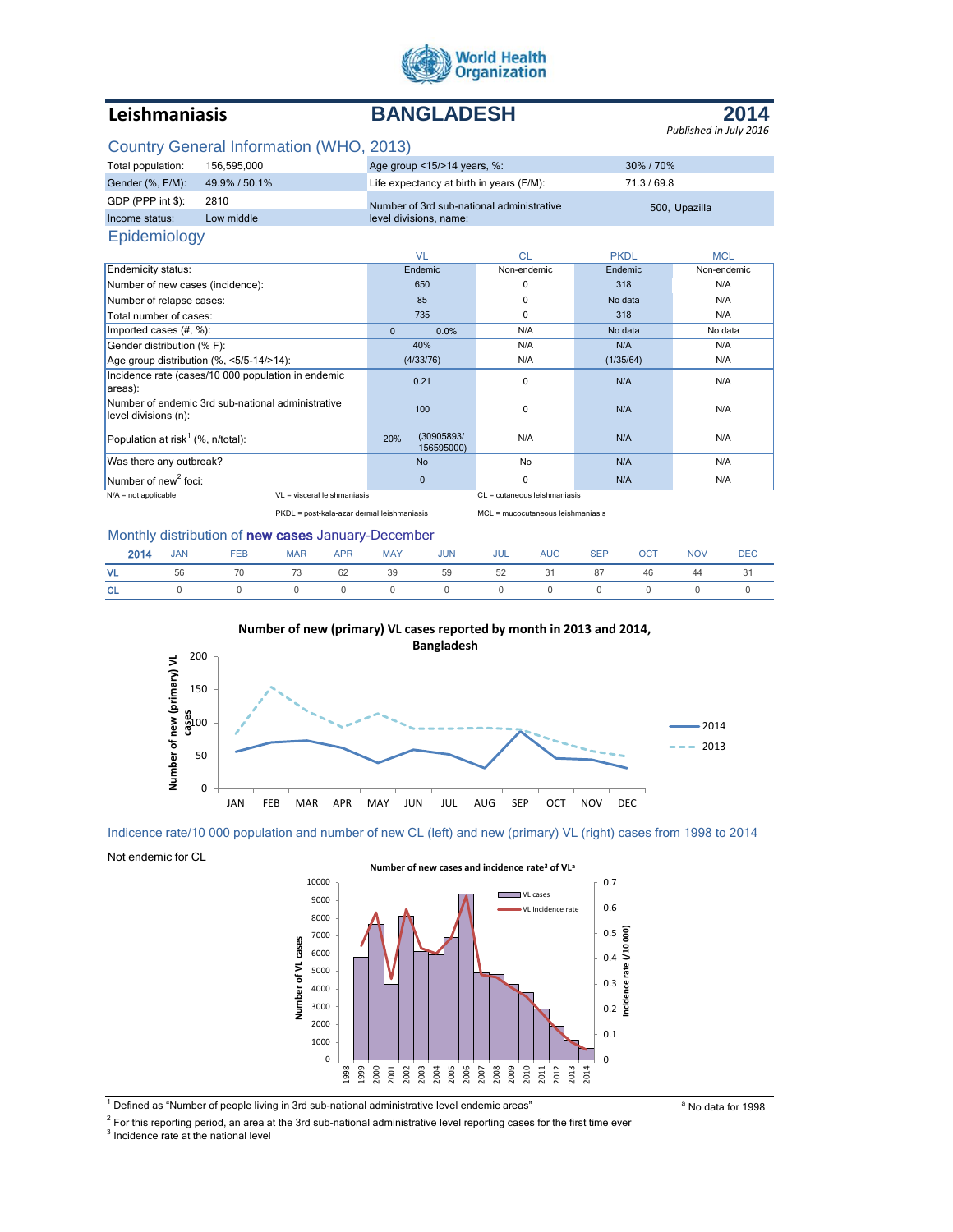World Health Organization

# Leishmaniasis — BANGLADESH — 2014

*Published in July 2016*

## Country General Information (WHO, 2013)

| | | | |
|---|---|---|---|
| Total population: | 156,595,000 | Age group <15/>14 years, %: | 30% / 70% |
| Gender (%, F/M): | 49.9% / 50.1% | Life expectancy at birth in years (F/M): | 71.3 / 69.8 |
| GDP (PPP int $): | 2810 | Number of 3rd sub-national administrative level divisions, name: | 500, Upazilla |
| Income status: | Low middle | | |

## Epidemiology

| | VL | CL | PKDL | MCL |
|---|---|---|---|---|
| Endemicity status: | Endemic | Non-endemic | Endemic | Non-endemic |
| Number of new cases (incidence): | 650 | 0 | 318 | N/A |
| Number of relapse cases: | 85 | 0 | No data | N/A |
| Total number of cases: | 735 | 0 | 318 | N/A |
| Imported cases (#, %): | 0 0.0% | N/A | No data | No data |
| Gender distribution (% F): | 40% | N/A | N/A | N/A |
| Age group distribution (%, <5/5-14/>14): | (4/33/76) | N/A | (1/35/64) | N/A |
| Incidence rate (cases/10 000 population in endemic areas): | 0.21 | 0 | N/A | N/A |
| Number of endemic 3rd sub-national administrative level divisions (n): | 100 | 0 | N/A | N/A |
| Population at risk[1] (%, n/total): | 20% (30905893/ 156595000) | N/A | N/A | N/A |
| Was there any outbreak? | No | No | N/A | N/A |
| Number of new[2] foci: | 0 | 0 | N/A | N/A |

N/A = not applicable; VL = visceral leishmaniasis; CL = cutaneous leishmaniasis; PKDL = post-kala-azar dermal leishmaniasis; MCL = mucocutaneous leishmaniasis

## Monthly distribution of **new cases** January-December

| 2014 | JAN | FEB | MAR | APR | MAY | JUN | JUL | AUG | SEP | OCT | NOV | DEC |
|---|---|---|---|---|---|---|---|---|---|---|---|---|
| VL | 56 | 70 | 73 | 62 | 39 | 59 | 52 | 31 | 87 | 46 | 44 | 31 |
| CL | 0 | 0 | 0 | 0 | 0 | 0 | 0 | 0 | 0 | 0 | 0 | 0 |

**Number of new (primary) VL cases reported by month in 2013 and 2014, Bangladesh**

## Indicence rate/10 000 population and number of new CL (left) and new (primary) VL (right) cases from 1998 to 2014

Not endemic for CL

**Number of new cases and incidence rate[3] of VL[a]**

[1] Defined as "Number of people living in 3rd sub-national administrative level endemic areas"

[2] For this reporting period, an area at the 3rd sub-national administrative level reporting cases for the first time ever

[3] Incidence rate at the national level

[a] No data for 1998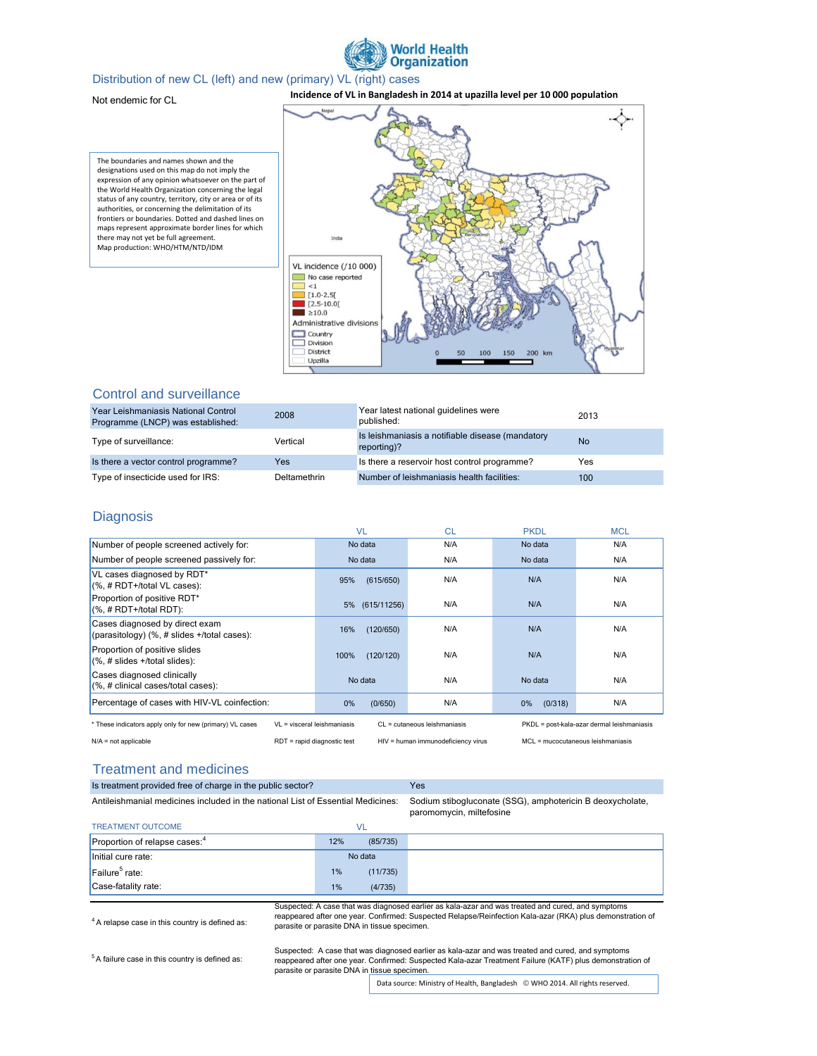World Health Organization

## Distribution of new CL (left) and new (primary) VL (right) cases

Not endemic for CL

**Incidence of VL in Bangladesh in 2014 at upazilla level per 10 000 population**

Nepal

India

Bangladesh

Myanmar

VL incidence (/10 000)
No case reported
<1
[1.0-2.5[
[2.5-10.0[
≥10.0
Administrative divisions
Country
Division
District
Upzilla

0 50 100 150 200 km

The boundaries and names shown and the designations used on this map do not imply the expression of any opinion whatsoever on the part of the World Health Organization concerning the legal status of any country, territory, city or area or of its authorities, or concerning the delimitation of its frontiers or boundaries. Dotted and dashed lines on maps represent approximate border lines for which there may not yet be full agreement.
Map production: WHO/HTM/NTD/IDM

## Control and surveillance

| | | | |
|---|---|---|---|
| Year Leishmaniasis National Control Programme (LNCP) was established: | 2008 | Year latest national guidelines were published: | 2013 |
| Type of surveillance: | Vertical | Is leishmaniasis a notifiable disease (mandatory reporting)? | No |
| Is there a vector control programme? | Yes | Is there a reservoir host control programme? | Yes |
| Type of insecticide used for IRS: | Deltamethrin | Number of leishmaniasis health facilities: | 100 |

## Diagnosis

| | VL | CL | PKDL | MCL |
|---|---|---|---|---|
| Number of people screened actively for: | No data | N/A | No data | N/A |
| Number of people screened passively for: | No data | N/A | No data | N/A |
| VL cases diagnosed by RDT* (%, # RDT+/total VL cases): | 95% (615/650) | N/A | N/A | N/A |
| Proportion of positive RDT* (%, # RDT+/total RDT): | 5% (615/11256) | N/A | N/A | N/A |
| Cases diagnosed by direct exam (parasitology) (%, # slides +/total cases): | 16% (120/650) | N/A | N/A | N/A |
| Proportion of positive slides (%, # slides +/total slides): | 100% (120/120) | N/A | N/A | N/A |
| Cases diagnosed clinically (%, # clinical cases/total cases): | No data | N/A | No data | N/A |
| Percentage of cases with HIV-VL coinfection: | 0% (0/650) | N/A | 0% (0/318) | N/A |

\* These indicators apply only for new (primary) VL cases    VL = visceral leishmaniasis    CL = cutaneous leishmaniasis    PKDL = post-kala-azar dermal leishmaniasis

N/A = not applicable    RDT = rapid diagnostic test    HIV = human immunodeficiency virus    MCL = mucocutaneous leishmaniasis

## Treatment and medicines

| | |
|---|---|
| Is treatment provided free of charge in the public sector? | Yes |
| Antileishmanial medicines included in the national List of Essential Medicines: | Sodium stibogluconate (SSG), amphotericin B deoxycholate, paromomycin, miltefosine |

| TREATMENT OUTCOME | VL |
|---|---|
| Proportion of relapse cases:[4] | 12% (85/735) |
| Initial cure rate: | No data |
| Failure[5] rate: | 1% (11/735) |
| Case-fatality rate: | 1% (4/735) |

[4] A relapse case in this country is defined as: Suspected: A case that was diagnosed earlier as kala-azar and was treated and cured, and symptoms reappeared after one year. Confirmed: Suspected Relapse/Reinfection Kala-azar (RKA) plus demonstration of parasite or parasite DNA in tissue specimen.

[5] A failure case in this country is defined as: Suspected: A case that was diagnosed earlier as kala-azar and was treated and cured, and symptoms reappeared after one year. Confirmed: Suspected Kala-azar Treatment Failure (KATF) plus demonstration of parasite or parasite DNA in tissue specimen.

Data source: Ministry of Health, Bangladesh © WHO 2014. All rights reserved.